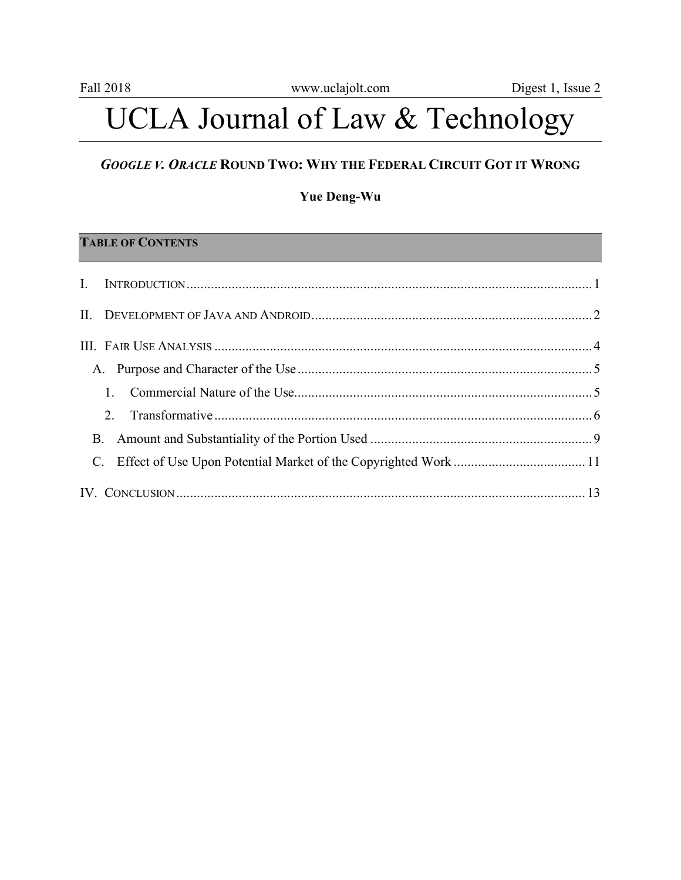# UCLA Journal of Law & Technology

## *GOOGLE V. ORACLE* ROUND TWO: WHY THE FEDERAL CIRCUIT GOT IT WRONG

**Yue Deng-Wu**

**TABLE OF CONTENTS**

I. INTRODUCTION ..... 1

II. DEVELOPMENT OF JAVA AND ANDROID ..... 2

III. FAIR USE ANALYSIS ..... 4

- A. Purpose and Character of the Use ..... 5
  - 1. Commercial Nature of the Use ..... 5
  - 2. Transformative ..... 6
- B. Amount and Substantiality of the Portion Used ..... 9
- C. Effect of Use Upon Potential Market of the Copyrighted Work ..... 11

IV. CONCLUSION ..... 13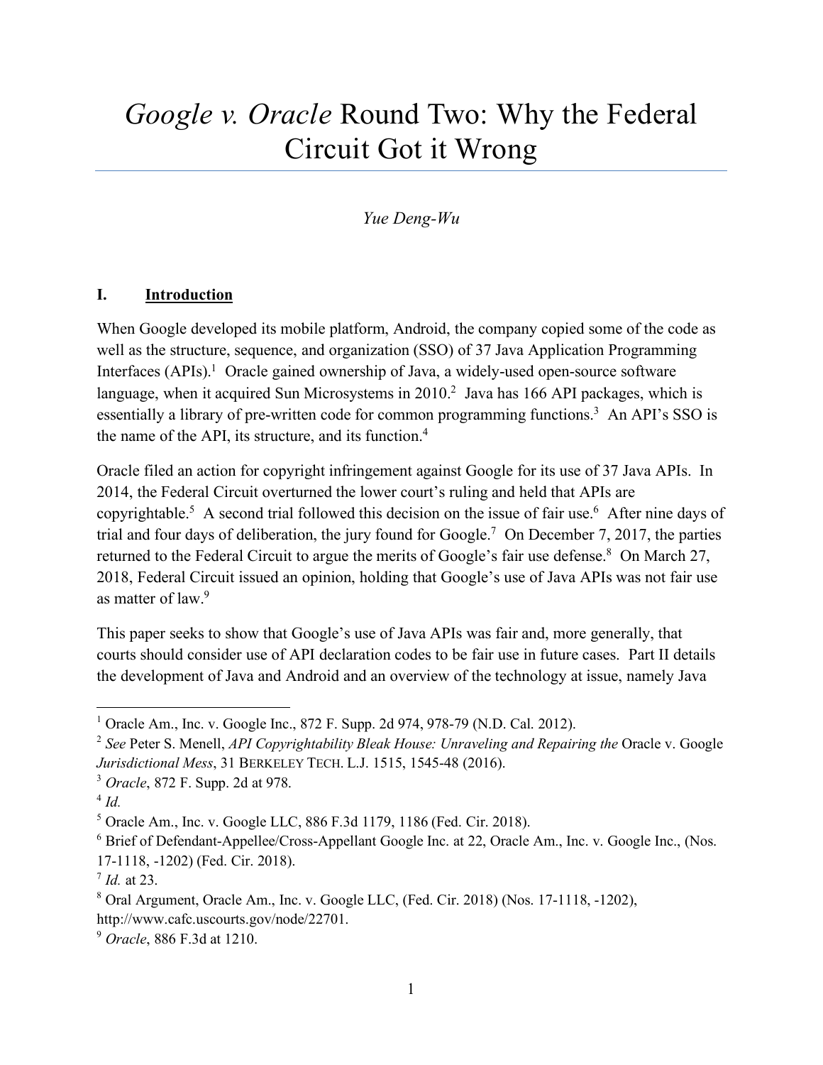# *Google v. Oracle* Round Two: Why the Federal Circuit Got it Wrong

*Yue Deng-Wu*

## I. Introduction

When Google developed its mobile platform, Android, the company copied some of the code as well as the structure, sequence, and organization (SSO) of 37 Java Application Programming Interfaces (APIs).[1] Oracle gained ownership of Java, a widely-used open-source software language, when it acquired Sun Microsystems in 2010.[2] Java has 166 API packages, which is essentially a library of pre-written code for common programming functions.[3] An API's SSO is the name of the API, its structure, and its function.[4]

Oracle filed an action for copyright infringement against Google for its use of 37 Java APIs. In 2014, the Federal Circuit overturned the lower court's ruling and held that APIs are copyrightable.[5] A second trial followed this decision on the issue of fair use.[6] After nine days of trial and four days of deliberation, the jury found for Google.[7] On December 7, 2017, the parties returned to the Federal Circuit to argue the merits of Google's fair use defense.[8] On March 27, 2018, Federal Circuit issued an opinion, holding that Google's use of Java APIs was not fair use as matter of law.[9]

This paper seeks to show that Google's use of Java APIs was fair and, more generally, that courts should consider use of API declaration codes to be fair use in future cases. Part II details the development of Java and Android and an overview of the technology at issue, namely Java

---

[1] Oracle Am., Inc. v. Google Inc., 872 F. Supp. 2d 974, 978-79 (N.D. Cal. 2012).

[2] *See* Peter S. Menell, *API Copyrightability Bleak House: Unraveling and Repairing the* Oracle v. Google *Jurisdictional Mess*, 31 BERKELEY TECH. L.J. 1515, 1545-48 (2016).

[3] *Oracle*, 872 F. Supp. 2d at 978.

[4] *Id.*

[5] Oracle Am., Inc. v. Google LLC, 886 F.3d 1179, 1186 (Fed. Cir. 2018).

[6] Brief of Defendant-Appellee/Cross-Appellant Google Inc. at 22, Oracle Am., Inc. v. Google Inc., (Nos. 17-1118, -1202) (Fed. Cir. 2018).

[7] *Id.* at 23.

[8] Oral Argument, Oracle Am., Inc. v. Google LLC, (Fed. Cir. 2018) (Nos. 17-1118, -1202), http://www.cafc.uscourts.gov/node/22701.

[9] *Oracle*, 886 F.3d at 1210.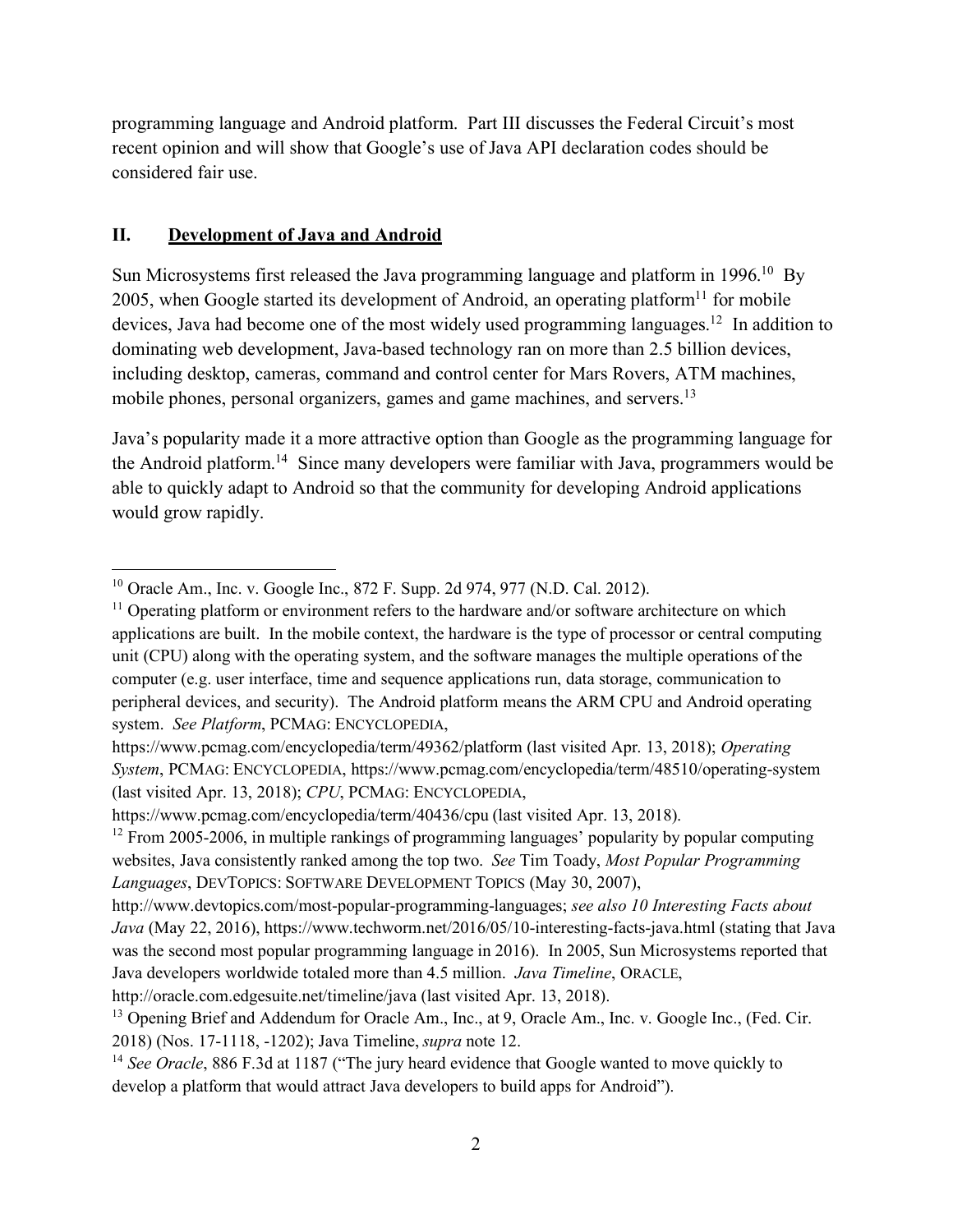programming language and Android platform. Part III discusses the Federal Circuit's most recent opinion and will show that Google's use of Java API declaration codes should be considered fair use.

## II. Development of Java and Android

Sun Microsystems first released the Java programming language and platform in 1996.[10] By 2005, when Google started its development of Android, an operating platform[11] for mobile devices, Java had become one of the most widely used programming languages.[12] In addition to dominating web development, Java-based technology ran on more than 2.5 billion devices, including desktop, cameras, command and control center for Mars Rovers, ATM machines, mobile phones, personal organizers, games and game machines, and servers.[13]

Java's popularity made it a more attractive option than Google as the programming language for the Android platform.[14] Since many developers were familiar with Java, programmers would be able to quickly adapt to Android so that the community for developing Android applications would grow rapidly.

---

[10] Oracle Am., Inc. v. Google Inc., 872 F. Supp. 2d 974, 977 (N.D. Cal. 2012).

[11] Operating platform or environment refers to the hardware and/or software architecture on which applications are built. In the mobile context, the hardware is the type of processor or central computing unit (CPU) along with the operating system, and the software manages the multiple operations of the computer (e.g. user interface, time and sequence applications run, data storage, communication to peripheral devices, and security). The Android platform means the ARM CPU and Android operating system. *See Platform*, PCMAG: ENCYCLOPEDIA, https://www.pcmag.com/encyclopedia/term/49362/platform (last visited Apr. 13, 2018); *Operating System*, PCMAG: ENCYCLOPEDIA, https://www.pcmag.com/encyclopedia/term/48510/operating-system (last visited Apr. 13, 2018); *CPU*, PCMAG: ENCYCLOPEDIA, https://www.pcmag.com/encyclopedia/term/40436/cpu (last visited Apr. 13, 2018).

[12] From 2005-2006, in multiple rankings of programming languages' popularity by popular computing websites, Java consistently ranked among the top two. *See* Tim Toady, *Most Popular Programming Languages*, DEVTOPICS: SOFTWARE DEVELOPMENT TOPICS (May 30, 2007), http://www.devtopics.com/most-popular-programming-languages; *see also 10 Interesting Facts about Java* (May 22, 2016), https://www.techworm.net/2016/05/10-interesting-facts-java.html (stating that Java was the second most popular programming language in 2016). In 2005, Sun Microsystems reported that Java developers worldwide totaled more than 4.5 million. *Java Timeline*, ORACLE, http://oracle.com.edgesuite.net/timeline/java (last visited Apr. 13, 2018).

[13] Opening Brief and Addendum for Oracle Am., Inc., at 9, Oracle Am., Inc. v. Google Inc., (Fed. Cir. 2018) (Nos. 17-1118, -1202); Java Timeline, *supra* note 12.

[14] *See Oracle*, 886 F.3d at 1187 ("The jury heard evidence that Google wanted to move quickly to develop a platform that would attract Java developers to build apps for Android").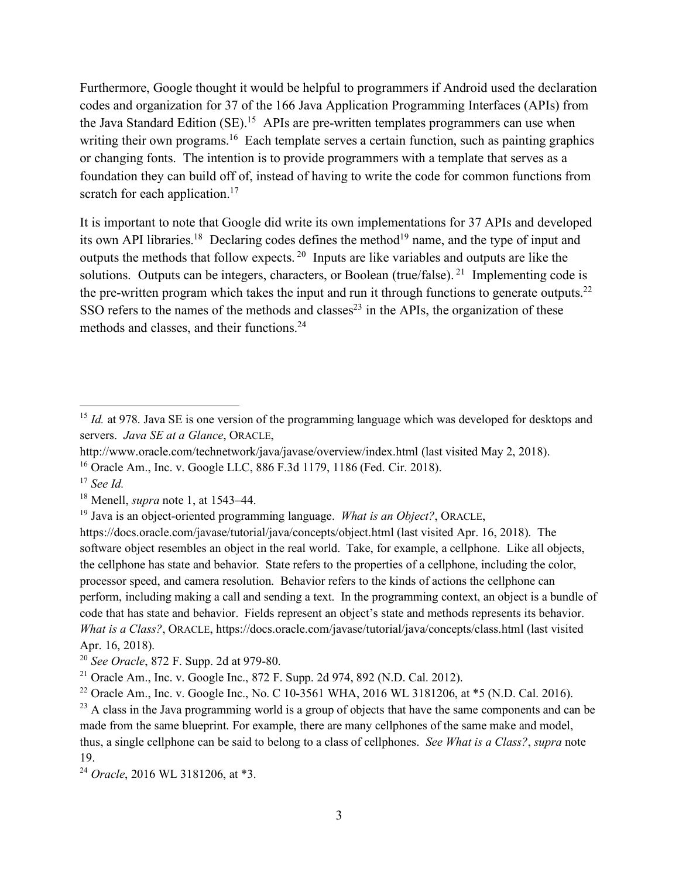Furthermore, Google thought it would be helpful to programmers if Android used the declaration codes and organization for 37 of the 166 Java Application Programming Interfaces (APIs) from the Java Standard Edition (SE).[15] APIs are pre-written templates programmers can use when writing their own programs.[16] Each template serves a certain function, such as painting graphics or changing fonts. The intention is to provide programmers with a template that serves as a foundation they can build off of, instead of having to write the code for common functions from scratch for each application.[17]

It is important to note that Google did write its own implementations for 37 APIs and developed its own API libraries.[18] Declaring codes defines the method[19] name, and the type of input and outputs the methods that follow expects.[20] Inputs are like variables and outputs are like the solutions. Outputs can be integers, characters, or Boolean (true/false).[21] Implementing code is the pre-written program which takes the input and run it through functions to generate outputs.[22] SSO refers to the names of the methods and classes[23] in the APIs, the organization of these methods and classes, and their functions.[24]

---

[15] *Id.* at 978. Java SE is one version of the programming language which was developed for desktops and servers. *Java SE at a Glance*, ORACLE, http://www.oracle.com/technetwork/java/javase/overview/index.html (last visited May 2, 2018).

[16] Oracle Am., Inc. v. Google LLC, 886 F.3d 1179, 1186 (Fed. Cir. 2018).

[17] *See Id.*

[18] Menell, *supra* note 1, at 1543–44.

[19] Java is an object-oriented programming language. *What is an Object?*, ORACLE, https://docs.oracle.com/javase/tutorial/java/concepts/object.html (last visited Apr. 16, 2018). The software object resembles an object in the real world. Take, for example, a cellphone. Like all objects, the cellphone has state and behavior. State refers to the properties of a cellphone, including the color, processor speed, and camera resolution. Behavior refers to the kinds of actions the cellphone can perform, including making a call and sending a text. In the programming context, an object is a bundle of code that has state and behavior. Fields represent an object's state and methods represents its behavior. *What is a Class?*, ORACLE, https://docs.oracle.com/javase/tutorial/java/concepts/class.html (last visited Apr. 16, 2018).

[20] *See Oracle*, 872 F. Supp. 2d at 979-80.

[21] Oracle Am., Inc. v. Google Inc., 872 F. Supp. 2d 974, 892 (N.D. Cal. 2012).

[22] Oracle Am., Inc. v. Google Inc., No. C 10-3561 WHA, 2016 WL 3181206, at *5 (N.D. Cal. 2016).

[23] A class in the Java programming world is a group of objects that have the same components and can be made from the same blueprint. For example, there are many cellphones of the same make and model, thus, a single cellphone can be said to belong to a class of cellphones. *See What is a Class?*, *supra* note 19.

[24] *Oracle*, 2016 WL 3181206, at *3.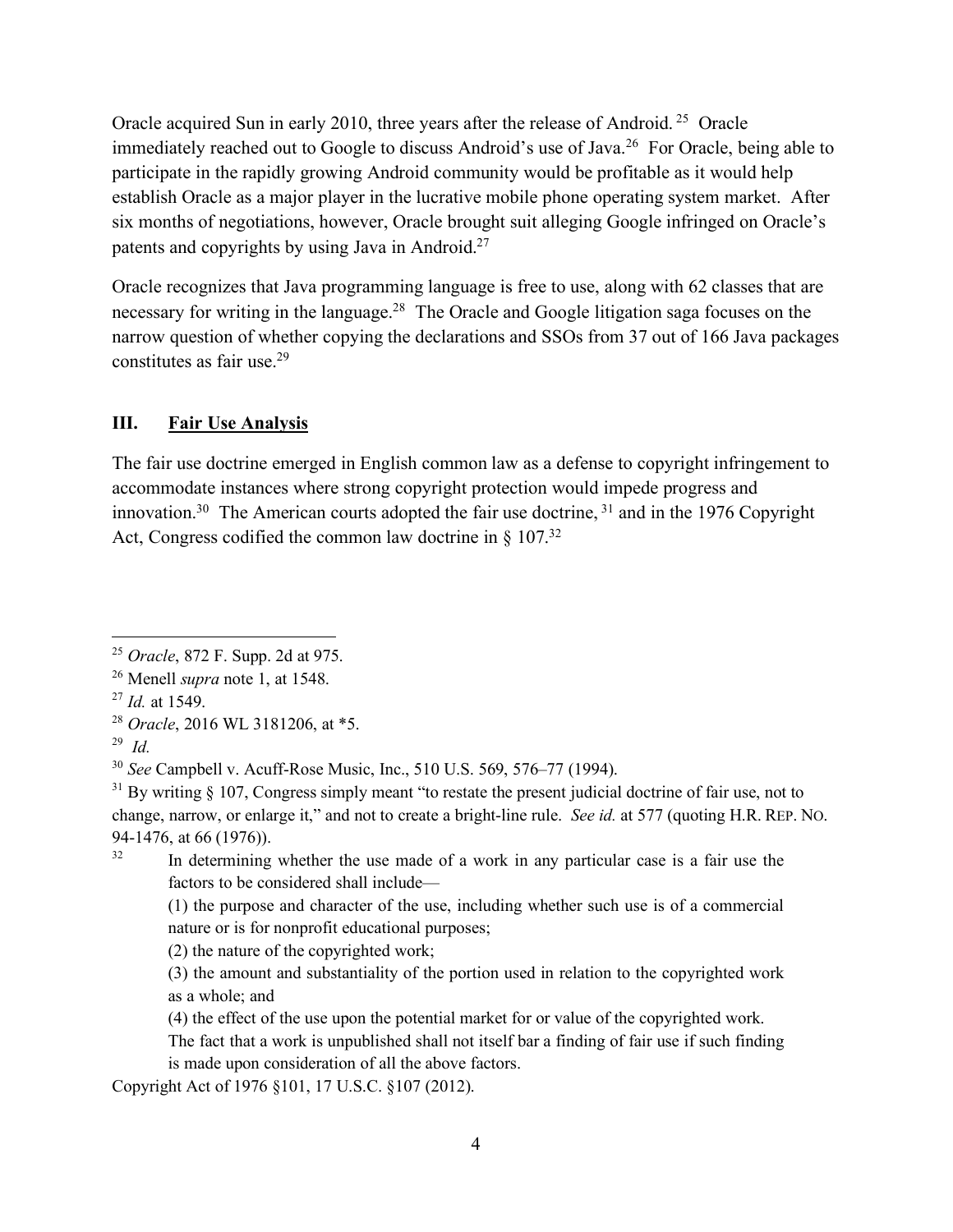Oracle acquired Sun in early 2010, three years after the release of Android.[25] Oracle immediately reached out to Google to discuss Android's use of Java.[26] For Oracle, being able to participate in the rapidly growing Android community would be profitable as it would help establish Oracle as a major player in the lucrative mobile phone operating system market. After six months of negotiations, however, Oracle brought suit alleging Google infringed on Oracle's patents and copyrights by using Java in Android.[27]

Oracle recognizes that Java programming language is free to use, along with 62 classes that are necessary for writing in the language.[28] The Oracle and Google litigation saga focuses on the narrow question of whether copying the declarations and SSOs from 37 out of 166 Java packages constitutes as fair use.[29]

## III. Fair Use Analysis

The fair use doctrine emerged in English common law as a defense to copyright infringement to accommodate instances where strong copyright protection would impede progress and innovation.[30] The American courts adopted the fair use doctrine,[31] and in the 1976 Copyright Act, Congress codified the common law doctrine in § 107.[32]

---

[25] *Oracle*, 872 F. Supp. 2d at 975.

[26] Menell *supra* note 1, at 1548.

[27] *Id.* at 1549.

[28] *Oracle*, 2016 WL 3181206, at *5.

[29] *Id.*

[30] *See* Campbell v. Acuff-Rose Music, Inc., 510 U.S. 569, 576–77 (1994).

[31] By writing § 107, Congress simply meant "to restate the present judicial doctrine of fair use, not to change, narrow, or enlarge it," and not to create a bright-line rule. *See id.* at 577 (quoting H.R. REP. NO. 94-1476, at 66 (1976)).

[32]
> In determining whether the use made of a work in any particular case is a fair use the factors to be considered shall include—
>
> (1) the purpose and character of the use, including whether such use is of a commercial nature or is for nonprofit educational purposes;
>
> (2) the nature of the copyrighted work;
>
> (3) the amount and substantiality of the portion used in relation to the copyrighted work as a whole; and
>
> (4) the effect of the use upon the potential market for or value of the copyrighted work.
>
> The fact that a work is unpublished shall not itself bar a finding of fair use if such finding is made upon consideration of all the above factors.

Copyright Act of 1976 §101, 17 U.S.C. §107 (2012).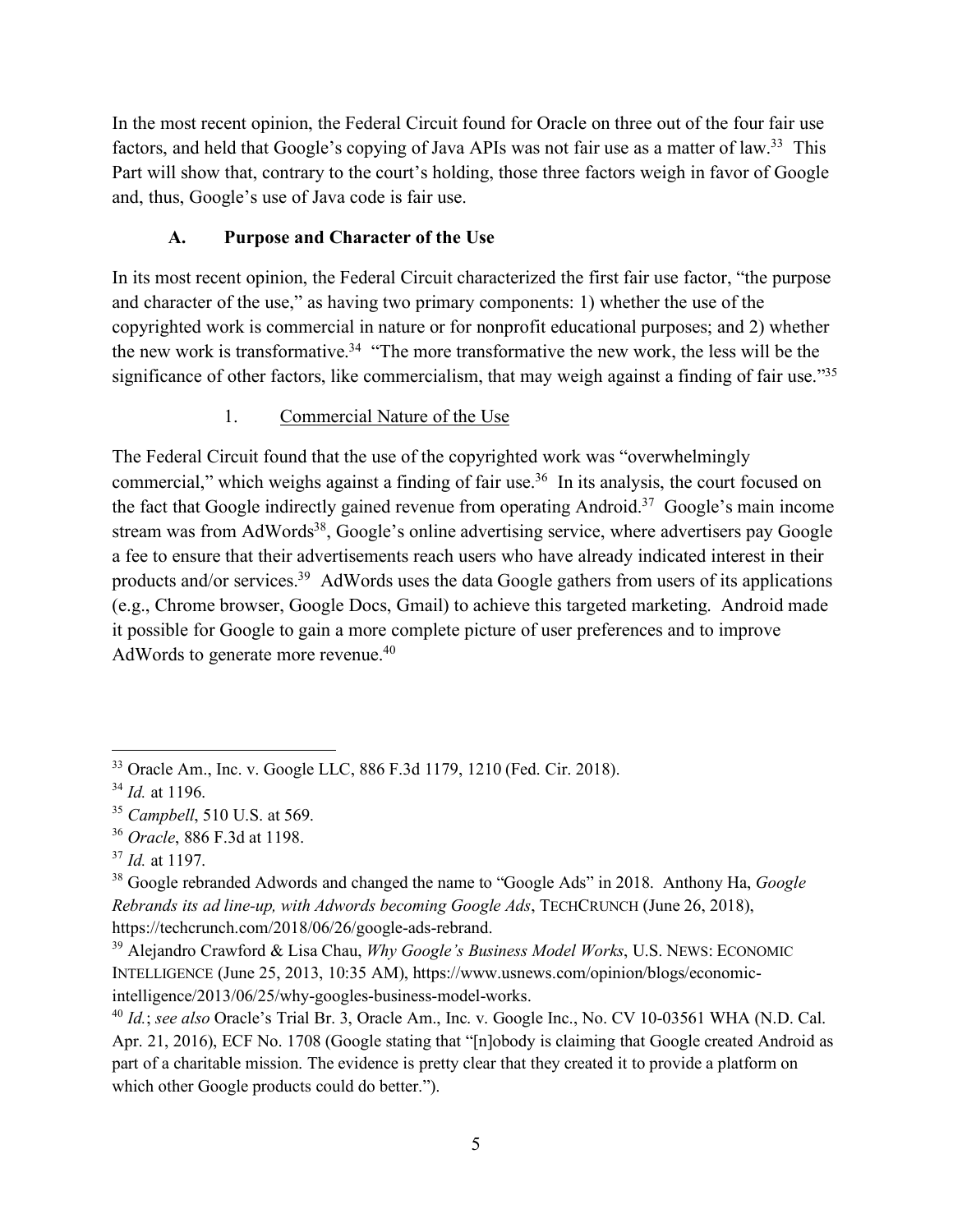In the most recent opinion, the Federal Circuit found for Oracle on three out of the four fair use factors, and held that Google's copying of Java APIs was not fair use as a matter of law.[33] This Part will show that, contrary to the court's holding, those three factors weigh in favor of Google and, thus, Google's use of Java code is fair use.

### A. Purpose and Character of the Use

In its most recent opinion, the Federal Circuit characterized the first fair use factor, "the purpose and character of the use," as having two primary components: 1) whether the use of the copyrighted work is commercial in nature or for nonprofit educational purposes; and 2) whether the new work is transformative.[34] "The more transformative the new work, the less will be the significance of other factors, like commercialism, that may weigh against a finding of fair use."[35]

#### 1. Commercial Nature of the Use

The Federal Circuit found that the use of the copyrighted work was "overwhelmingly commercial," which weighs against a finding of fair use.[36] In its analysis, the court focused on the fact that Google indirectly gained revenue from operating Android.[37] Google's main income stream was from AdWords[38], Google's online advertising service, where advertisers pay Google a fee to ensure that their advertisements reach users who have already indicated interest in their products and/or services.[39] AdWords uses the data Google gathers from users of its applications (e.g., Chrome browser, Google Docs, Gmail) to achieve this targeted marketing. Android made it possible for Google to gain a more complete picture of user preferences and to improve AdWords to generate more revenue.[40]

---

[33] Oracle Am., Inc. v. Google LLC, 886 F.3d 1179, 1210 (Fed. Cir. 2018).

[34] *Id.* at 1196.

[35] *Campbell*, 510 U.S. at 569.

[36] *Oracle*, 886 F.3d at 1198.

[37] *Id.* at 1197.

[38] Google rebranded Adwords and changed the name to "Google Ads" in 2018. Anthony Ha, *Google Rebrands its ad line-up, with Adwords becoming Google Ads*, TECHCRUNCH (June 26, 2018), https://techcrunch.com/2018/06/26/google-ads-rebrand.

[39] Alejandro Crawford & Lisa Chau, *Why Google's Business Model Works*, U.S. NEWS: ECONOMIC INTELLIGENCE (June 25, 2013, 10:35 AM), https://www.usnews.com/opinion/blogs/economic-intelligence/2013/06/25/why-googles-business-model-works.

[40] *Id.*; *see also* Oracle's Trial Br. 3, Oracle Am., Inc. v. Google Inc., No. CV 10-03561 WHA (N.D. Cal. Apr. 21, 2016), ECF No. 1708 (Google stating that "[n]obody is claiming that Google created Android as part of a charitable mission. The evidence is pretty clear that they created it to provide a platform on which other Google products could do better.").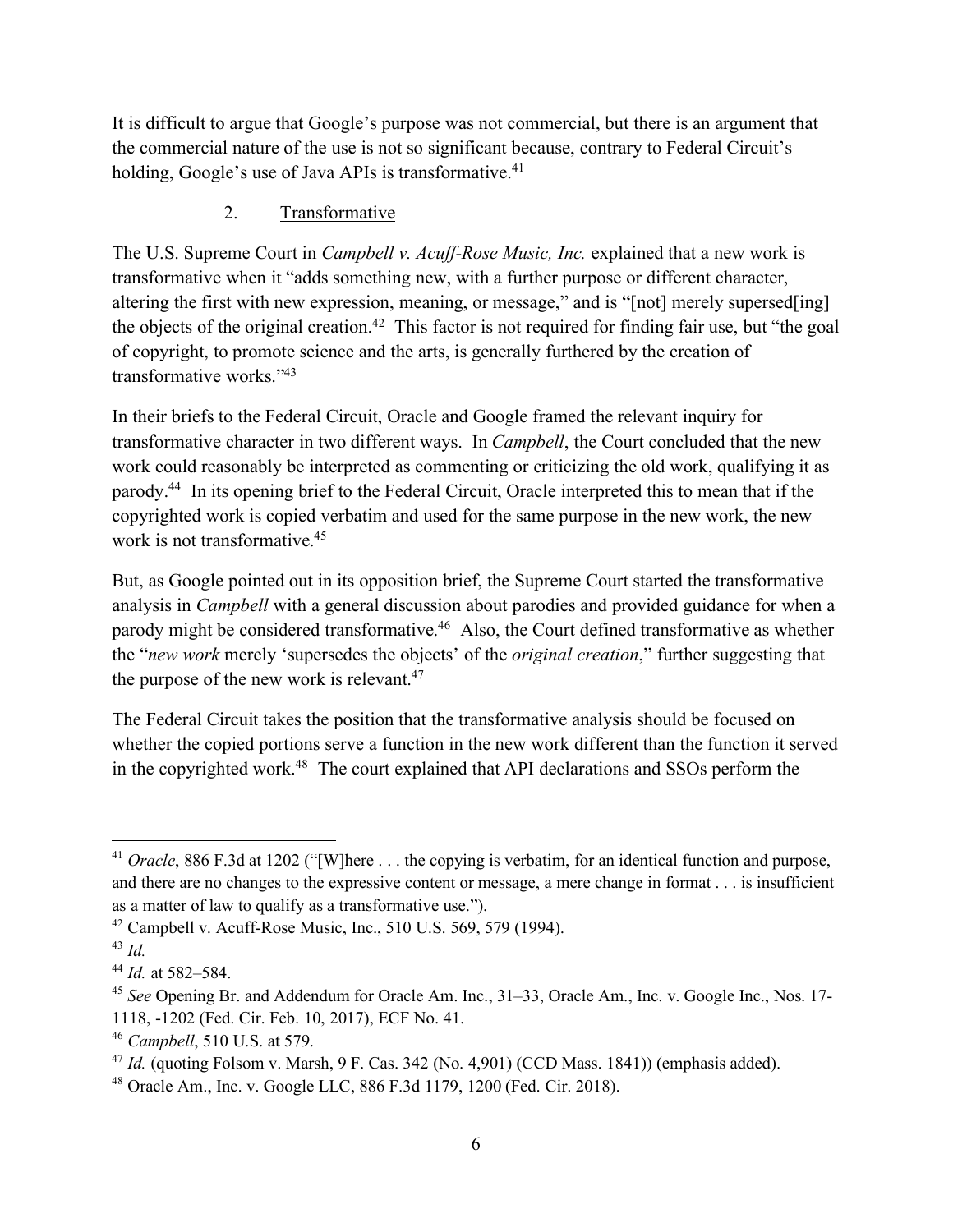It is difficult to argue that Google's purpose was not commercial, but there is an argument that the commercial nature of the use is not so significant because, contrary to Federal Circuit's holding, Google's use of Java APIs is transformative.[41]

### 2. Transformative

The U.S. Supreme Court in *Campbell v. Acuff-Rose Music, Inc.* explained that a new work is transformative when it "adds something new, with a further purpose or different character, altering the first with new expression, meaning, or message," and is "[not] merely supersed[ing] the objects of the original creation.[42] This factor is not required for finding fair use, but "the goal of copyright, to promote science and the arts, is generally furthered by the creation of transformative works."[43]

In their briefs to the Federal Circuit, Oracle and Google framed the relevant inquiry for transformative character in two different ways. In *Campbell*, the Court concluded that the new work could reasonably be interpreted as commenting or criticizing the old work, qualifying it as parody.[44] In its opening brief to the Federal Circuit, Oracle interpreted this to mean that if the copyrighted work is copied verbatim and used for the same purpose in the new work, the new work is not transformative.[45]

But, as Google pointed out in its opposition brief, the Supreme Court started the transformative analysis in *Campbell* with a general discussion about parodies and provided guidance for when a parody might be considered transformative.[46] Also, the Court defined transformative as whether the "*new work* merely 'supersedes the objects' of the *original creation*," further suggesting that the purpose of the new work is relevant.[47]

The Federal Circuit takes the position that the transformative analysis should be focused on whether the copied portions serve a function in the new work different than the function it served in the copyrighted work.[48] The court explained that API declarations and SSOs perform the

---

[41] *Oracle*, 886 F.3d at 1202 ("[W]here . . . the copying is verbatim, for an identical function and purpose, and there are no changes to the expressive content or message, a mere change in format . . . is insufficient as a matter of law to qualify as a transformative use.").

[42] Campbell v. Acuff-Rose Music, Inc., 510 U.S. 569, 579 (1994).

[43] *Id.*

[44] *Id.* at 582–584.

[45] *See* Opening Br. and Addendum for Oracle Am. Inc., 31–33, Oracle Am., Inc. v. Google Inc., Nos. 17-1118, -1202 (Fed. Cir. Feb. 10, 2017), ECF No. 41.

[46] *Campbell*, 510 U.S. at 579.

[47] *Id.* (quoting Folsom v. Marsh, 9 F. Cas. 342 (No. 4,901) (CCD Mass. 1841)) (emphasis added).

[48] Oracle Am., Inc. v. Google LLC, 886 F.3d 1179, 1200 (Fed. Cir. 2018).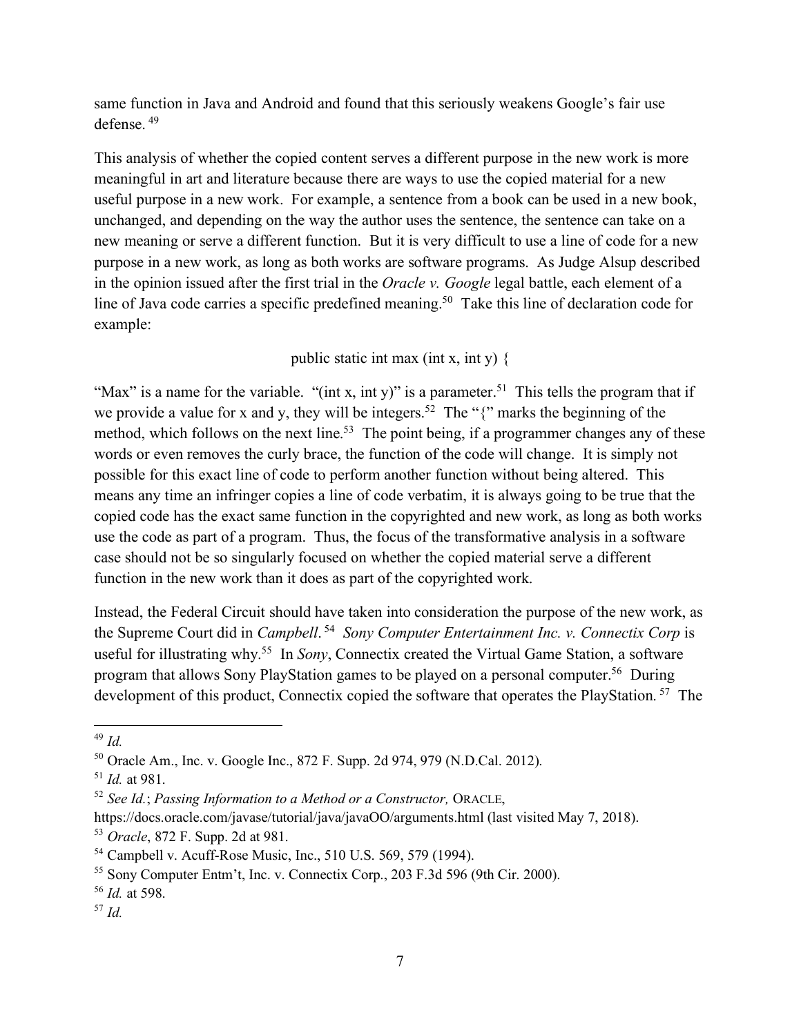same function in Java and Android and found that this seriously weakens Google's fair use defense.[49]

This analysis of whether the copied content serves a different purpose in the new work is more meaningful in art and literature because there are ways to use the copied material for a new useful purpose in a new work. For example, a sentence from a book can be used in a new book, unchanged, and depending on the way the author uses the sentence, the sentence can take on a new meaning or serve a different function. But it is very difficult to use a line of code for a new purpose in a new work, as long as both works are software programs. As Judge Alsup described in the opinion issued after the first trial in the *Oracle v. Google* legal battle, each element of a line of Java code carries a specific predefined meaning.[50] Take this line of declaration code for example:

```
public static int max (int x, int y) {
```

"Max" is a name for the variable. "(int x, int y)" is a parameter.[51] This tells the program that if we provide a value for x and y, they will be integers.[52] The "{" marks the beginning of the method, which follows on the next line.[53] The point being, if a programmer changes any of these words or even removes the curly brace, the function of the code will change. It is simply not possible for this exact line of code to perform another function without being altered. This means any time an infringer copies a line of code verbatim, it is always going to be true that the copied code has the exact same function in the copyrighted and new work, as long as both works use the code as part of a program. Thus, the focus of the transformative analysis in a software case should not be so singularly focused on whether the copied material serve a different function in the new work than it does as part of the copyrighted work.

Instead, the Federal Circuit should have taken into consideration the purpose of the new work, as the Supreme Court did in *Campbell*.[54] *Sony Computer Entertainment Inc. v. Connectix Corp* is useful for illustrating why.[55] In *Sony*, Connectix created the Virtual Game Station, a software program that allows Sony PlayStation games to be played on a personal computer.[56] During development of this product, Connectix copied the software that operates the PlayStation.[57] The

---

[49] *Id.*

[50] Oracle Am., Inc. v. Google Inc., 872 F. Supp. 2d 974, 979 (N.D.Cal. 2012).

[51] *Id.* at 981.

[52] *See Id.*; *Passing Information to a Method or a Constructor,* ORACLE, https://docs.oracle.com/javase/tutorial/java/javaOO/arguments.html (last visited May 7, 2018).

[53] *Oracle*, 872 F. Supp. 2d at 981.

[54] Campbell v. Acuff-Rose Music, Inc., 510 U.S. 569, 579 (1994).

[55] Sony Computer Entm't, Inc. v. Connectix Corp., 203 F.3d 596 (9th Cir. 2000).

[56] *Id.* at 598.

[57] *Id.*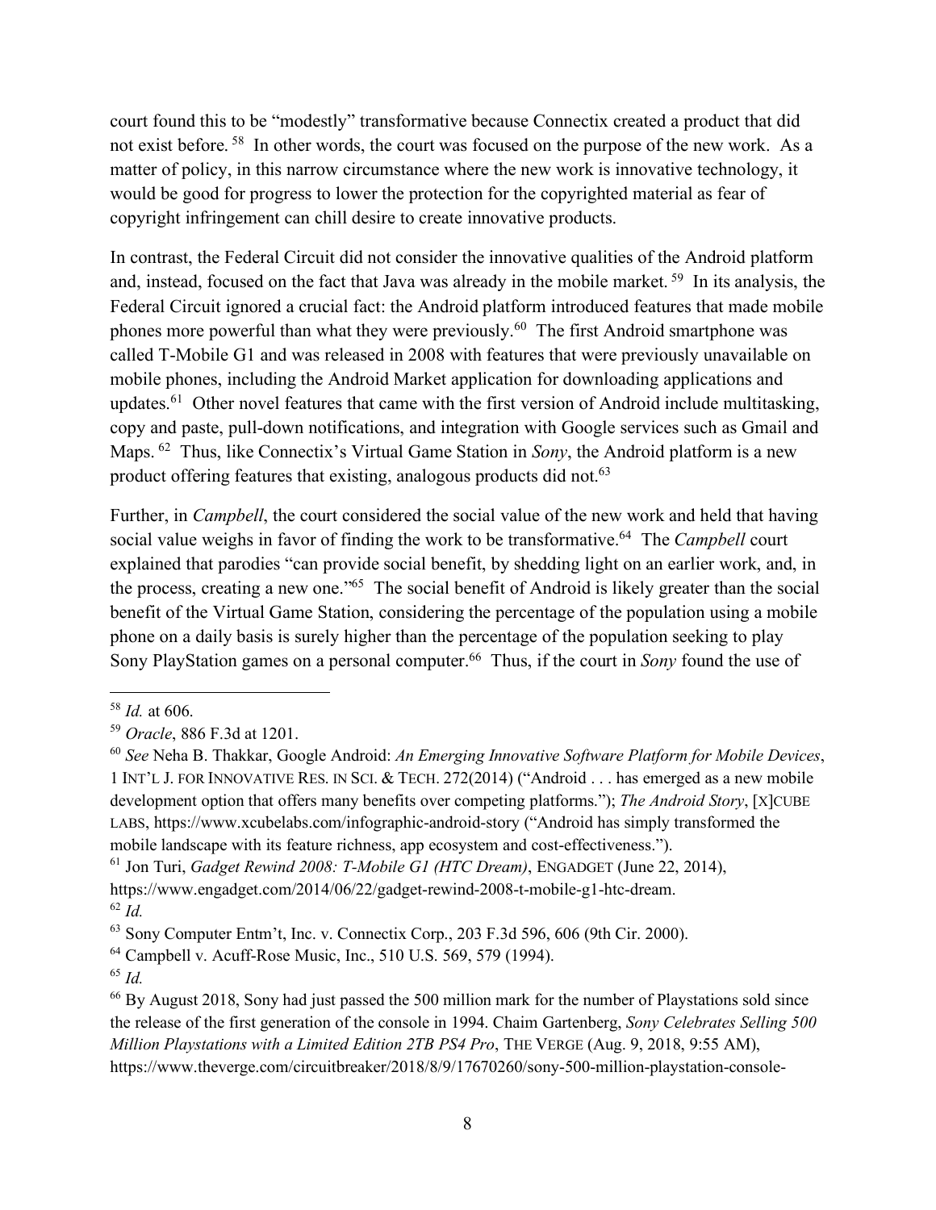court found this to be "modestly" transformative because Connectix created a product that did not exist before.[58] In other words, the court was focused on the purpose of the new work. As a matter of policy, in this narrow circumstance where the new work is innovative technology, it would be good for progress to lower the protection for the copyrighted material as fear of copyright infringement can chill desire to create innovative products.

In contrast, the Federal Circuit did not consider the innovative qualities of the Android platform and, instead, focused on the fact that Java was already in the mobile market.[59] In its analysis, the Federal Circuit ignored a crucial fact: the Android platform introduced features that made mobile phones more powerful than what they were previously.[60] The first Android smartphone was called T-Mobile G1 and was released in 2008 with features that were previously unavailable on mobile phones, including the Android Market application for downloading applications and updates.[61] Other novel features that came with the first version of Android include multitasking, copy and paste, pull-down notifications, and integration with Google services such as Gmail and Maps.[62] Thus, like Connectix's Virtual Game Station in *Sony*, the Android platform is a new product offering features that existing, analogous products did not.[63]

Further, in *Campbell*, the court considered the social value of the new work and held that having social value weighs in favor of finding the work to be transformative.[64] The *Campbell* court explained that parodies "can provide social benefit, by shedding light on an earlier work, and, in the process, creating a new one."[65] The social benefit of Android is likely greater than the social benefit of the Virtual Game Station, considering the percentage of the population using a mobile phone on a daily basis is surely higher than the percentage of the population seeking to play Sony PlayStation games on a personal computer.[66] Thus, if the court in *Sony* found the use of

---

[58] *Id.* at 606.

[59] *Oracle*, 886 F.3d at 1201.

[60] *See* Neha B. Thakkar, Google Android: *An Emerging Innovative Software Platform for Mobile Devices*, 1 INT'L J. FOR INNOVATIVE RES. IN SCI. & TECH. 272(2014) ("Android . . . has emerged as a new mobile development option that offers many benefits over competing platforms."); *The Android Story*, [X]CUBE LABS, https://www.xcubelabs.com/infographic-android-story ("Android has simply transformed the mobile landscape with its feature richness, app ecosystem and cost-effectiveness.").

[61] Jon Turi, *Gadget Rewind 2008: T-Mobile G1 (HTC Dream)*, ENGADGET (June 22, 2014), https://www.engadget.com/2014/06/22/gadget-rewind-2008-t-mobile-g1-htc-dream.

[62] *Id.*

[63] Sony Computer Entm't, Inc. v. Connectix Corp., 203 F.3d 596, 606 (9th Cir. 2000).

[64] Campbell v. Acuff-Rose Music, Inc., 510 U.S. 569, 579 (1994).

[65] *Id.*

[66] By August 2018, Sony had just passed the 500 million mark for the number of Playstations sold since the release of the first generation of the console in 1994. Chaim Gartenberg, *Sony Celebrates Selling 500 Million Playstations with a Limited Edition 2TB PS4 Pro*, THE VERGE (Aug. 9, 2018, 9:55 AM), https://www.theverge.com/circuitbreaker/2018/8/9/17670260/sony-500-million-playstation-console-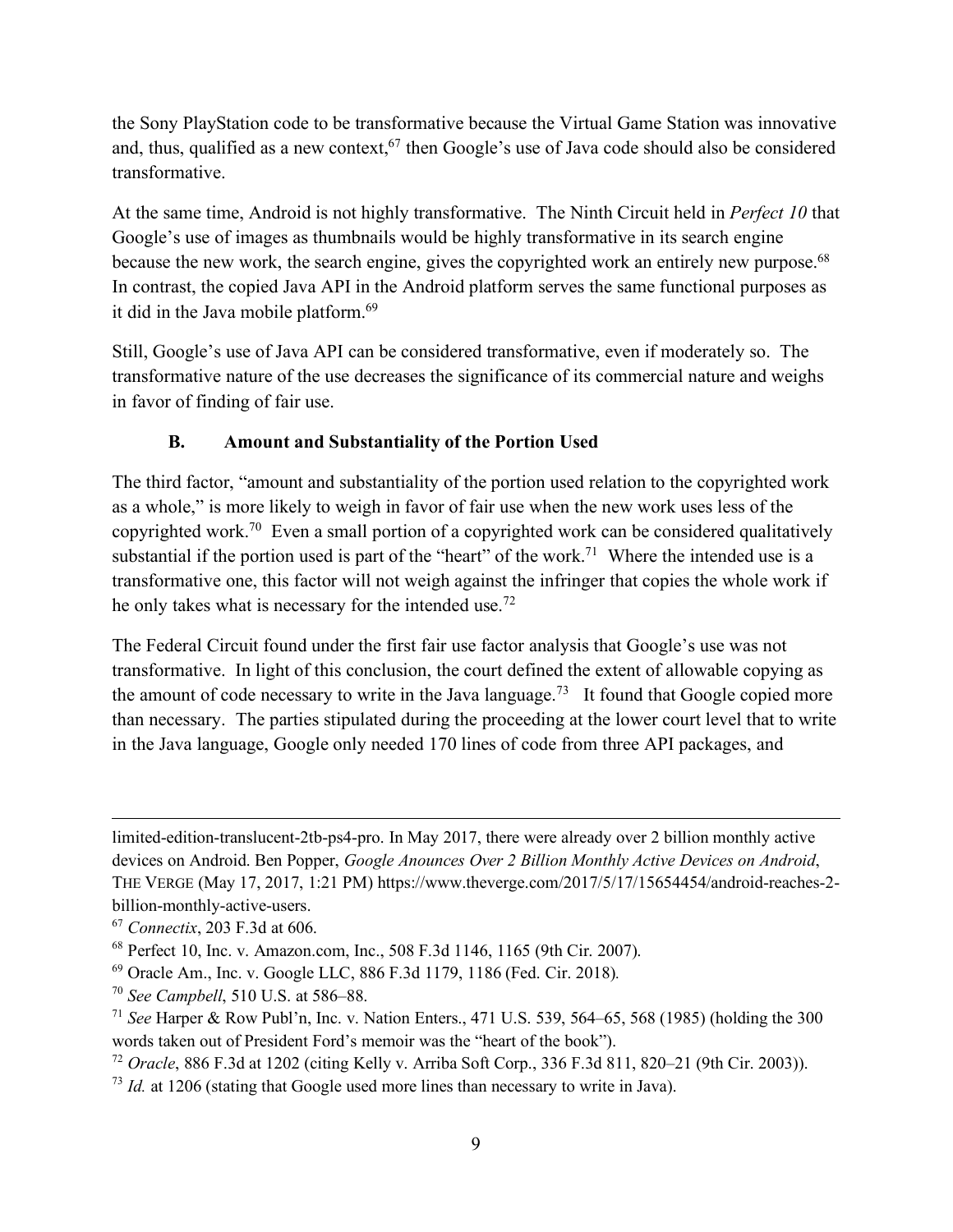the Sony PlayStation code to be transformative because the Virtual Game Station was innovative and, thus, qualified as a new context,[67] then Google's use of Java code should also be considered transformative.

At the same time, Android is not highly transformative. The Ninth Circuit held in *Perfect 10* that Google's use of images as thumbnails would be highly transformative in its search engine because the new work, the search engine, gives the copyrighted work an entirely new purpose.[68] In contrast, the copied Java API in the Android platform serves the same functional purposes as it did in the Java mobile platform.[69]

Still, Google's use of Java API can be considered transformative, even if moderately so. The transformative nature of the use decreases the significance of its commercial nature and weighs in favor of finding of fair use.

### B. Amount and Substantiality of the Portion Used

The third factor, "amount and substantiality of the portion used relation to the copyrighted work as a whole," is more likely to weigh in favor of fair use when the new work uses less of the copyrighted work.[70] Even a small portion of a copyrighted work can be considered qualitatively substantial if the portion used is part of the "heart" of the work.[71] Where the intended use is a transformative one, this factor will not weigh against the infringer that copies the whole work if he only takes what is necessary for the intended use.[72]

The Federal Circuit found under the first fair use factor analysis that Google's use was not transformative. In light of this conclusion, the court defined the extent of allowable copying as the amount of code necessary to write in the Java language.[73] It found that Google copied more than necessary. The parties stipulated during the proceeding at the lower court level that to write in the Java language, Google only needed 170 lines of code from three API packages, and

---

limited-edition-translucent-2tb-ps4-pro. In May 2017, there were already over 2 billion monthly active devices on Android. Ben Popper, *Google Anounces Over 2 Billion Monthly Active Devices on Android*, THE VERGE (May 17, 2017, 1:21 PM) https://www.theverge.com/2017/5/17/15654454/android-reaches-2-billion-monthly-active-users.

[67] *Connectix*, 203 F.3d at 606.

[68] Perfect 10, Inc. v. Amazon.com, Inc., 508 F.3d 1146, 1165 (9th Cir. 2007).

[69] Oracle Am., Inc. v. Google LLC, 886 F.3d 1179, 1186 (Fed. Cir. 2018).

[70] *See Campbell*, 510 U.S. at 586–88.

[71] *See* Harper & Row Publ'n, Inc. v. Nation Enters., 471 U.S. 539, 564–65, 568 (1985) (holding the 300 words taken out of President Ford's memoir was the "heart of the book").

[72] *Oracle*, 886 F.3d at 1202 (citing Kelly v. Arriba Soft Corp., 336 F.3d 811, 820–21 (9th Cir. 2003)).

[73] *Id.* at 1206 (stating that Google used more lines than necessary to write in Java).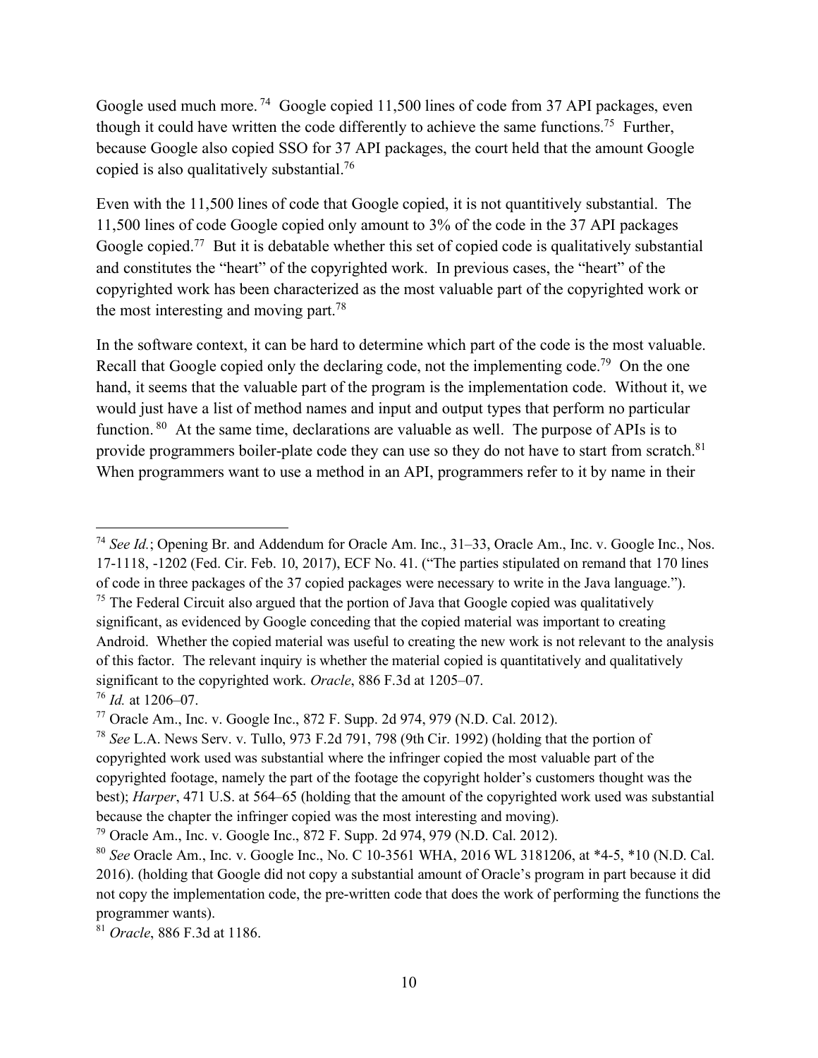Google used much more.[74] Google copied 11,500 lines of code from 37 API packages, even though it could have written the code differently to achieve the same functions.[75] Further, because Google also copied SSO for 37 API packages, the court held that the amount Google copied is also qualitatively substantial.[76]

Even with the 11,500 lines of code that Google copied, it is not quantitively substantial. The 11,500 lines of code Google copied only amount to 3% of the code in the 37 API packages Google copied.[77] But it is debatable whether this set of copied code is qualitatively substantial and constitutes the "heart" of the copyrighted work. In previous cases, the "heart" of the copyrighted work has been characterized as the most valuable part of the copyrighted work or the most interesting and moving part.[78]

In the software context, it can be hard to determine which part of the code is the most valuable. Recall that Google copied only the declaring code, not the implementing code.[79] On the one hand, it seems that the valuable part of the program is the implementation code. Without it, we would just have a list of method names and input and output types that perform no particular function.[80] At the same time, declarations are valuable as well. The purpose of APIs is to provide programmers boiler-plate code they can use so they do not have to start from scratch.[81] When programmers want to use a method in an API, programmers refer to it by name in their

---

[74] *See Id.*; Opening Br. and Addendum for Oracle Am. Inc., 31–33, Oracle Am., Inc. v. Google Inc., Nos. 17-1118, -1202 (Fed. Cir. Feb. 10, 2017), ECF No. 41. ("The parties stipulated on remand that 170 lines of code in three packages of the 37 copied packages were necessary to write in the Java language.").

[75] The Federal Circuit also argued that the portion of Java that Google copied was qualitatively significant, as evidenced by Google conceding that the copied material was important to creating Android. Whether the copied material was useful to creating the new work is not relevant to the analysis of this factor. The relevant inquiry is whether the material copied is quantitatively and qualitatively significant to the copyrighted work. *Oracle*, 886 F.3d at 1205–07.

[76] *Id.* at 1206–07.

[77] Oracle Am., Inc. v. Google Inc., 872 F. Supp. 2d 974, 979 (N.D. Cal. 2012).

[78] *See* L.A. News Serv. v. Tullo, 973 F.2d 791, 798 (9th Cir. 1992) (holding that the portion of copyrighted work used was substantial where the infringer copied the most valuable part of the copyrighted footage, namely the part of the footage the copyright holder's customers thought was the best); *Harper*, 471 U.S. at 564–65 (holding that the amount of the copyrighted work used was substantial because the chapter the infringer copied was the most interesting and moving).

[79] Oracle Am., Inc. v. Google Inc., 872 F. Supp. 2d 974, 979 (N.D. Cal. 2012).

[80] *See* Oracle Am., Inc. v. Google Inc., No. C 10-3561 WHA, 2016 WL 3181206, at *4-5, *10 (N.D. Cal. 2016). (holding that Google did not copy a substantial amount of Oracle's program in part because it did not copy the implementation code, the pre-written code that does the work of performing the functions the programmer wants).

[81] *Oracle*, 886 F.3d at 1186.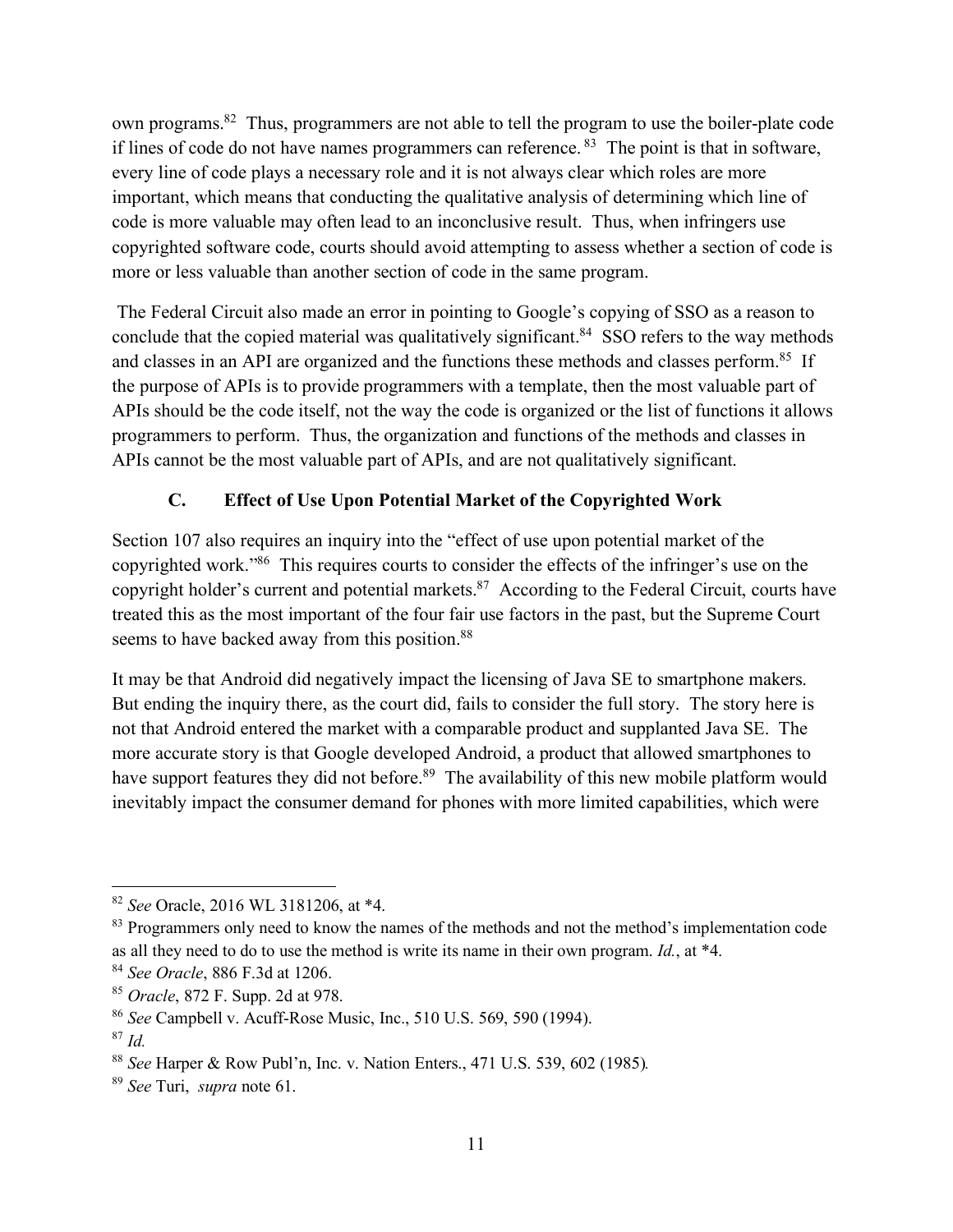own programs.[82] Thus, programmers are not able to tell the program to use the boiler-plate code if lines of code do not have names programmers can reference.[83] The point is that in software, every line of code plays a necessary role and it is not always clear which roles are more important, which means that conducting the qualitative analysis of determining which line of code is more valuable may often lead to an inconclusive result. Thus, when infringers use copyrighted software code, courts should avoid attempting to assess whether a section of code is more or less valuable than another section of code in the same program.

The Federal Circuit also made an error in pointing to Google's copying of SSO as a reason to conclude that the copied material was qualitatively significant.[84] SSO refers to the way methods and classes in an API are organized and the functions these methods and classes perform.[85] If the purpose of APIs is to provide programmers with a template, then the most valuable part of APIs should be the code itself, not the way the code is organized or the list of functions it allows programmers to perform. Thus, the organization and functions of the methods and classes in APIs cannot be the most valuable part of APIs, and are not qualitatively significant.

### C. Effect of Use Upon Potential Market of the Copyrighted Work

Section 107 also requires an inquiry into the "effect of use upon potential market of the copyrighted work."[86] This requires courts to consider the effects of the infringer's use on the copyright holder's current and potential markets.[87] According to the Federal Circuit, courts have treated this as the most important of the four fair use factors in the past, but the Supreme Court seems to have backed away from this position.[88]

It may be that Android did negatively impact the licensing of Java SE to smartphone makers. But ending the inquiry there, as the court did, fails to consider the full story. The story here is not that Android entered the market with a comparable product and supplanted Java SE. The more accurate story is that Google developed Android, a product that allowed smartphones to have support features they did not before.[89] The availability of this new mobile platform would inevitably impact the consumer demand for phones with more limited capabilities, which were

---

[82] *See* Oracle, 2016 WL 3181206, at *4.

[83] Programmers only need to know the names of the methods and not the method's implementation code as all they need to do to use the method is write its name in their own program. *Id.*, at *4.

[84] *See Oracle*, 886 F.3d at 1206.

[85] *Oracle*, 872 F. Supp. 2d at 978.

[86] *See* Campbell v. Acuff-Rose Music, Inc., 510 U.S. 569, 590 (1994).

[87] *Id.*

[88] *See* Harper & Row Publ'n, Inc. v. Nation Enters., 471 U.S. 539, 602 (1985).

[89] *See* Turi, *supra* note 61.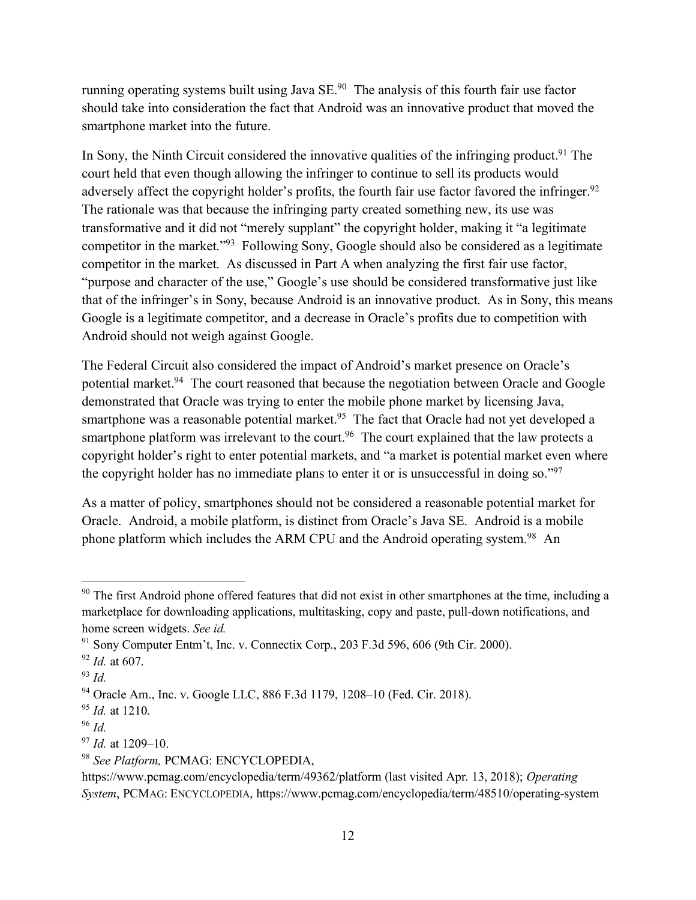running operating systems built using Java SE.[90] The analysis of this fourth fair use factor should take into consideration the fact that Android was an innovative product that moved the smartphone market into the future.

In Sony, the Ninth Circuit considered the innovative qualities of the infringing product.[91] The court held that even though allowing the infringer to continue to sell its products would adversely affect the copyright holder's profits, the fourth fair use factor favored the infringer.[92] The rationale was that because the infringing party created something new, its use was transformative and it did not "merely supplant" the copyright holder, making it "a legitimate competitor in the market."[93] Following Sony, Google should also be considered as a legitimate competitor in the market. As discussed in Part A when analyzing the first fair use factor, "purpose and character of the use," Google's use should be considered transformative just like that of the infringer's in Sony, because Android is an innovative product. As in Sony, this means Google is a legitimate competitor, and a decrease in Oracle's profits due to competition with Android should not weigh against Google.

The Federal Circuit also considered the impact of Android's market presence on Oracle's potential market.[94] The court reasoned that because the negotiation between Oracle and Google demonstrated that Oracle was trying to enter the mobile phone market by licensing Java, smartphone was a reasonable potential market.[95] The fact that Oracle had not yet developed a smartphone platform was irrelevant to the court.[96] The court explained that the law protects a copyright holder's right to enter potential markets, and "a market is potential market even where the copyright holder has no immediate plans to enter it or is unsuccessful in doing so."[97]

As a matter of policy, smartphones should not be considered a reasonable potential market for Oracle. Android, a mobile platform, is distinct from Oracle's Java SE. Android is a mobile phone platform which includes the ARM CPU and the Android operating system.[98] An

---

[90] The first Android phone offered features that did not exist in other smartphones at the time, including a marketplace for downloading applications, multitasking, copy and paste, pull-down notifications, and home screen widgets. *See id.*

[91] Sony Computer Entm't, Inc. v. Connectix Corp., 203 F.3d 596, 606 (9th Cir. 2000).

[92] *Id.* at 607.

[93] *Id.*

[94] Oracle Am., Inc. v. Google LLC, 886 F.3d 1179, 1208–10 (Fed. Cir. 2018).

[95] *Id.* at 1210.

[96] *Id.*

[97] *Id.* at 1209–10.

[98] *See Platform,* PCMAG: ENCYCLOPEDIA, https://www.pcmag.com/encyclopedia/term/49362/platform (last visited Apr. 13, 2018); *Operating System*, PCMAG: ENCYCLOPEDIA, https://www.pcmag.com/encyclopedia/term/48510/operating-system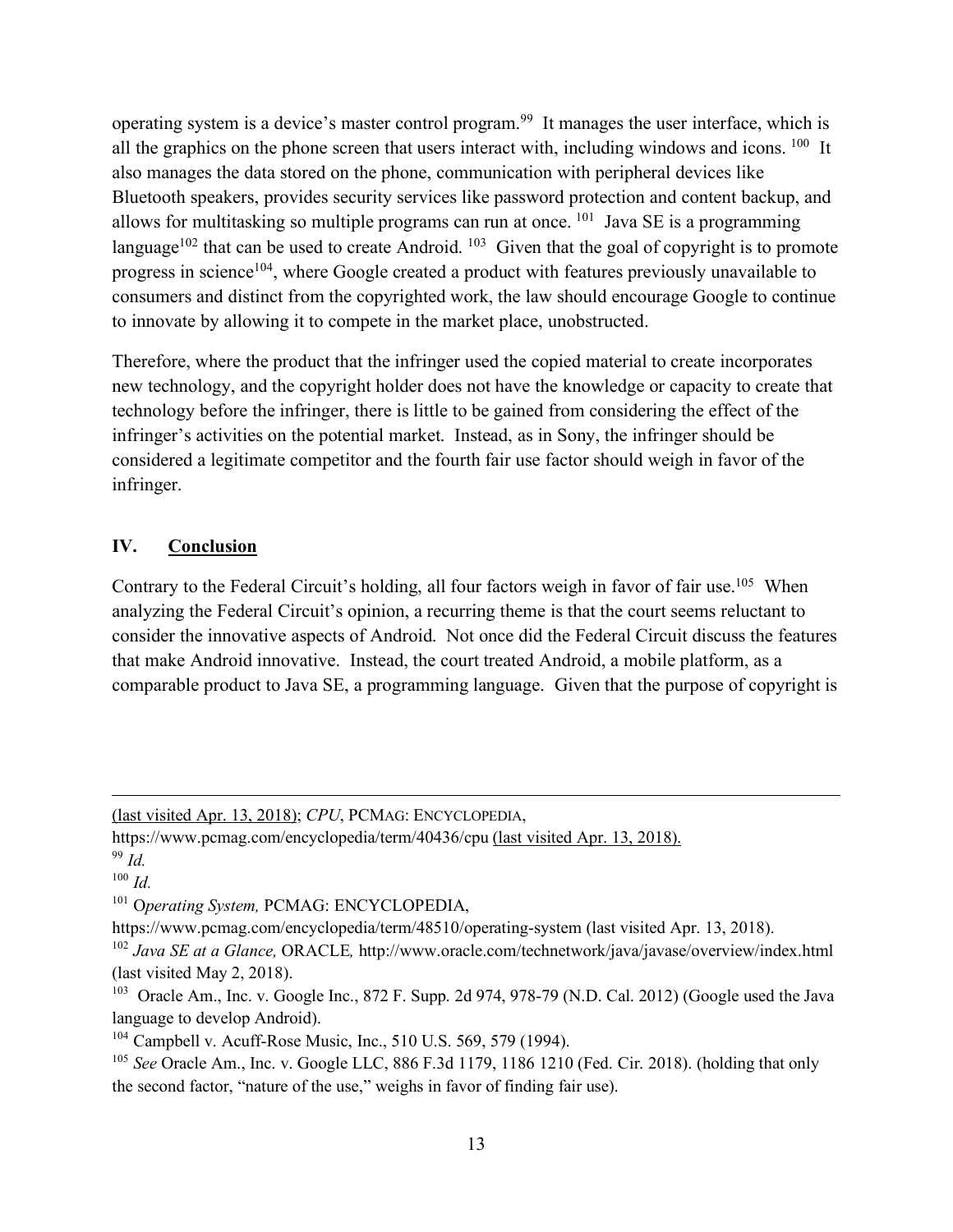operating system is a device's master control program.[99] It manages the user interface, which is all the graphics on the phone screen that users interact with, including windows and icons. [100] It also manages the data stored on the phone, communication with peripheral devices like Bluetooth speakers, provides security services like password protection and content backup, and allows for multitasking so multiple programs can run at once. [101] Java SE is a programming language[102] that can be used to create Android. [103] Given that the goal of copyright is to promote progress in science[104], where Google created a product with features previously unavailable to consumers and distinct from the copyrighted work, the law should encourage Google to continue to innovate by allowing it to compete in the market place, unobstructed.

Therefore, where the product that the infringer used the copied material to create incorporates new technology, and the copyright holder does not have the knowledge or capacity to create that technology before the infringer, there is little to be gained from considering the effect of the infringer's activities on the potential market. Instead, as in Sony, the infringer should be considered a legitimate competitor and the fourth fair use factor should weigh in favor of the infringer.

## IV. Conclusion

Contrary to the Federal Circuit's holding, all four factors weigh in favor of fair use.[105] When analyzing the Federal Circuit's opinion, a recurring theme is that the court seems reluctant to consider the innovative aspects of Android. Not once did the Federal Circuit discuss the features that make Android innovative. Instead, the court treated Android, a mobile platform, as a comparable product to Java SE, a programming language. Given that the purpose of copyright is

---

(last visited Apr. 13, 2018); *CPU*, PCMAG: ENCYCLOPEDIA, https://www.pcmag.com/encyclopedia/term/40436/cpu (last visited Apr. 13, 2018).

[99] *Id.*

[100] *Id.*

[101] O*perating System,* PCMAG: ENCYCLOPEDIA, https://www.pcmag.com/encyclopedia/term/48510/operating-system (last visited Apr. 13, 2018).

[102] *Java SE at a Glance,* ORACLE*,* http://www.oracle.com/technetwork/java/javase/overview/index.html (last visited May 2, 2018).

[103] Oracle Am., Inc. v. Google Inc., 872 F. Supp. 2d 974, 978-79 (N.D. Cal. 2012) (Google used the Java language to develop Android).

[104] Campbell v. Acuff-Rose Music, Inc., 510 U.S. 569, 579 (1994).

[105] *See* Oracle Am., Inc. v. Google LLC, 886 F.3d 1179, 1186 1210 (Fed. Cir. 2018). (holding that only the second factor, "nature of the use," weighs in favor of finding fair use).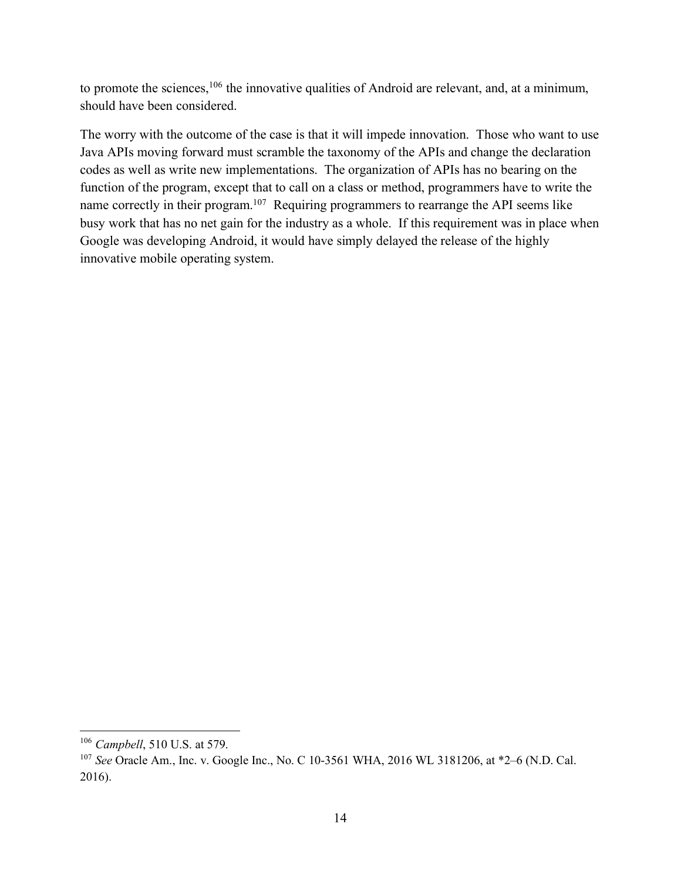to promote the sciences,[106] the innovative qualities of Android are relevant, and, at a minimum, should have been considered.

The worry with the outcome of the case is that it will impede innovation. Those who want to use Java APIs moving forward must scramble the taxonomy of the APIs and change the declaration codes as well as write new implementations. The organization of APIs has no bearing on the function of the program, except that to call on a class or method, programmers have to write the name correctly in their program.[107] Requiring programmers to rearrange the API seems like busy work that has no net gain for the industry as a whole. If this requirement was in place when Google was developing Android, it would have simply delayed the release of the highly innovative mobile operating system.

---

[106] *Campbell*, 510 U.S. at 579.

[107] *See* Oracle Am., Inc. v. Google Inc., No. C 10-3561 WHA, 2016 WL 3181206, at *2–6 (N.D. Cal. 2016).